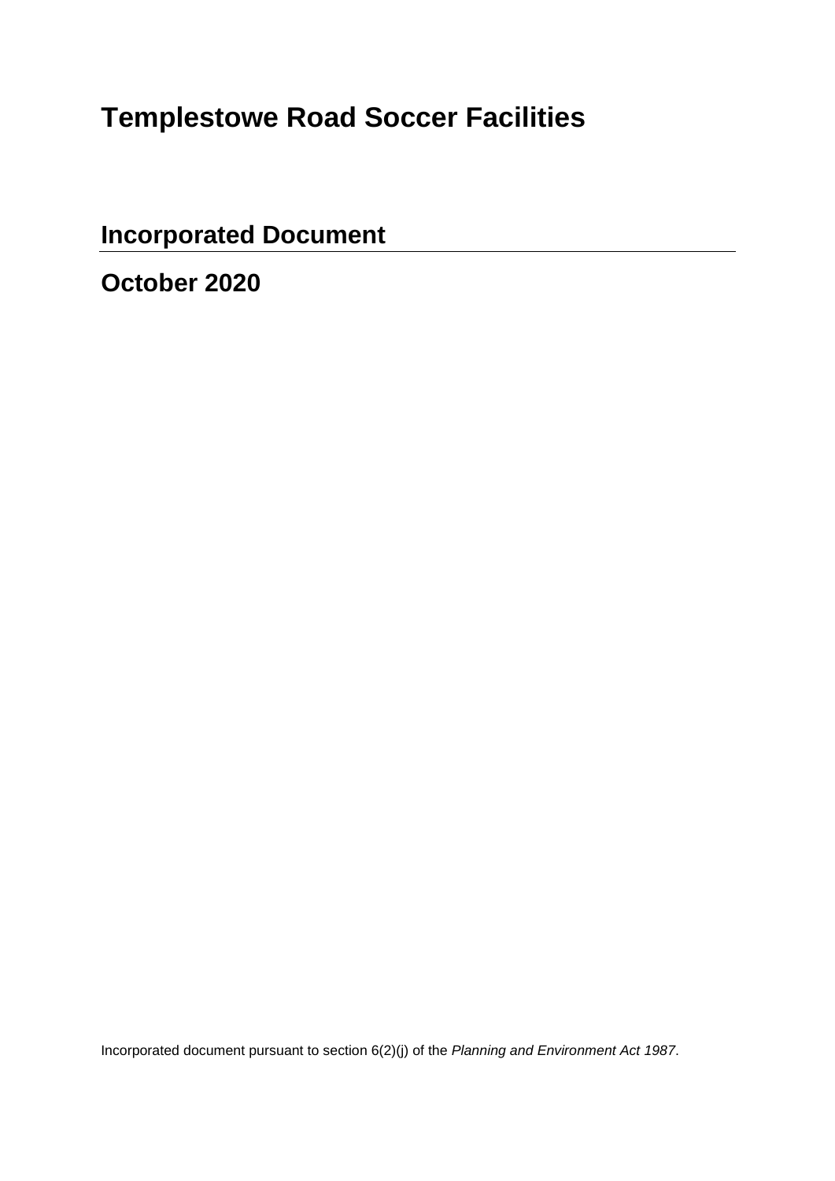# Templestowe Road Soccer Facilities

## Incorporated Document

## October 2020

Incorporated document pursuant to section 6(2)(j) of the *Planning and Environment Act 1987*.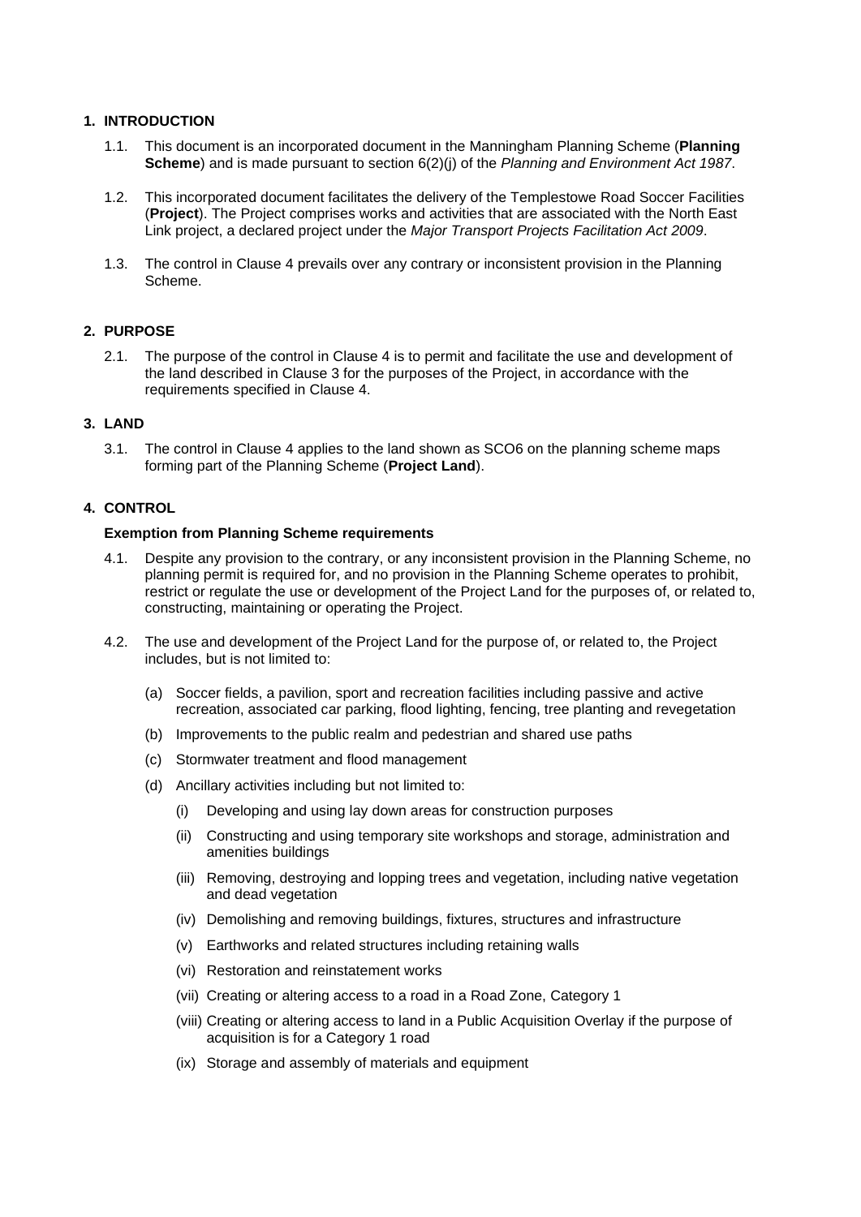## 1. INTRODUCTION

1.1. This document is an incorporated document in the Manningham Planning Scheme (**Planning Scheme**) and is made pursuant to section 6(2)(j) of the *Planning and Environment Act 1987*.

1.2. This incorporated document facilitates the delivery of the Templestowe Road Soccer Facilities (**Project**). The Project comprises works and activities that are associated with the North East Link project, a declared project under the *Major Transport Projects Facilitation Act 2009*.

1.3. The control in Clause 4 prevails over any contrary or inconsistent provision in the Planning Scheme.

## 2. PURPOSE

2.1. The purpose of the control in Clause 4 is to permit and facilitate the use and development of the land described in Clause 3 for the purposes of the Project, in accordance with the requirements specified in Clause 4.

## 3. LAND

3.1. The control in Clause 4 applies to the land shown as SCO6 on the planning scheme maps forming part of the Planning Scheme (**Project Land**).

## 4. CONTROL

### Exemption from Planning Scheme requirements

4.1. Despite any provision to the contrary, or any inconsistent provision in the Planning Scheme, no planning permit is required for, and no provision in the Planning Scheme operates to prohibit, restrict or regulate the use or development of the Project Land for the purposes of, or related to, constructing, maintaining or operating the Project.

4.2. The use and development of the Project Land for the purpose of, or related to, the Project includes, but is not limited to:

(a) Soccer fields, a pavilion, sport and recreation facilities including passive and active recreation, associated car parking, flood lighting, fencing, tree planting and revegetation

(b) Improvements to the public realm and pedestrian and shared use paths

(c) Stormwater treatment and flood management

(d) Ancillary activities including but not limited to:

(i) Developing and using lay down areas for construction purposes

(ii) Constructing and using temporary site workshops and storage, administration and amenities buildings

(iii) Removing, destroying and lopping trees and vegetation, including native vegetation and dead vegetation

(iv) Demolishing and removing buildings, fixtures, structures and infrastructure

(v) Earthworks and related structures including retaining walls

(vi) Restoration and reinstatement works

(vii) Creating or altering access to a road in a Road Zone, Category 1

(viii) Creating or altering access to land in a Public Acquisition Overlay if the purpose of acquisition is for a Category 1 road

(ix) Storage and assembly of materials and equipment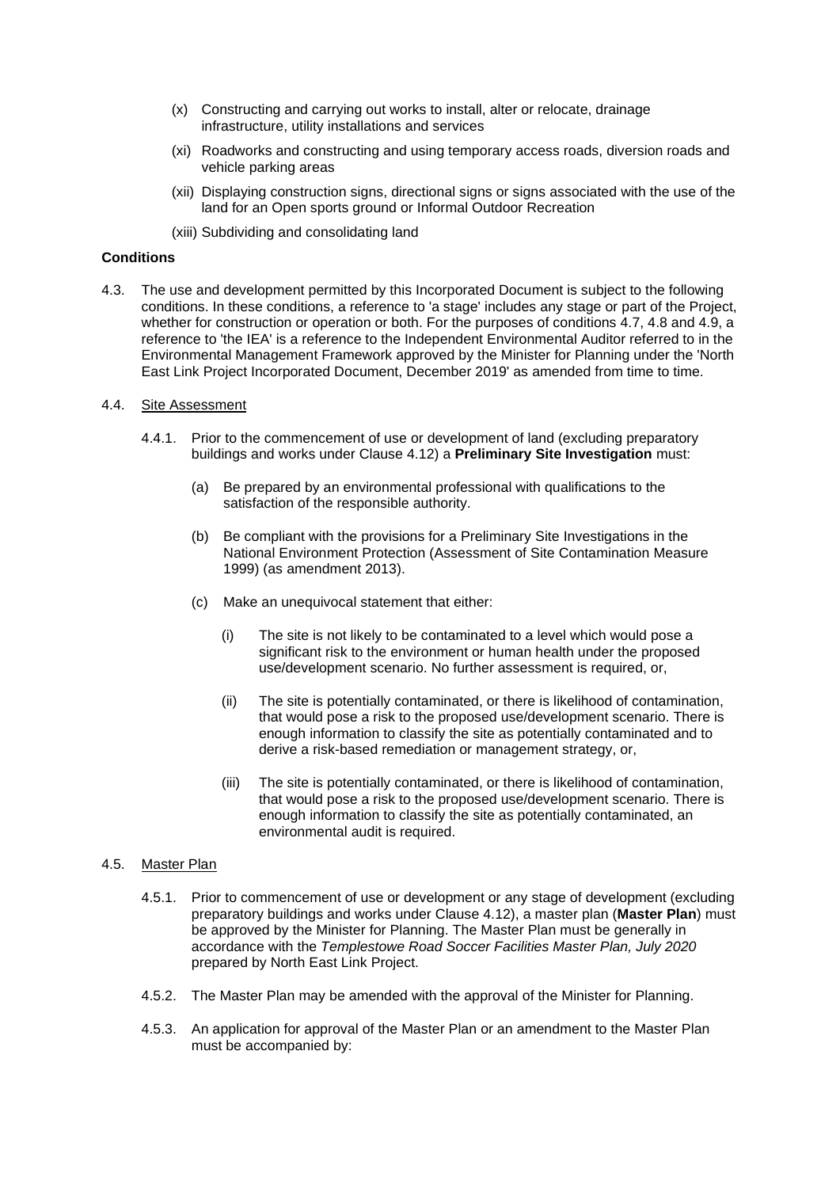(x) Constructing and carrying out works to install, alter or relocate, drainage infrastructure, utility installations and services

(xi) Roadworks and constructing and using temporary access roads, diversion roads and vehicle parking areas

(xii) Displaying construction signs, directional signs or signs associated with the use of the land for an Open sports ground or Informal Outdoor Recreation

(xiii) Subdividing and consolidating land

**Conditions**

4.3. The use and development permitted by this Incorporated Document is subject to the following conditions. In these conditions, a reference to 'a stage' includes any stage or part of the Project, whether for construction or operation or both. For the purposes of conditions 4.7, 4.8 and 4.9, a reference to 'the IEA' is a reference to the Independent Environmental Auditor referred to in the Environmental Management Framework approved by the Minister for Planning under the 'North East Link Project Incorporated Document, December 2019' as amended from time to time.

4.4. Site Assessment

4.4.1. Prior to the commencement of use or development of land (excluding preparatory buildings and works under Clause 4.12) a **Preliminary Site Investigation** must:

(a) Be prepared by an environmental professional with qualifications to the satisfaction of the responsible authority.

(b) Be compliant with the provisions for a Preliminary Site Investigations in the National Environment Protection (Assessment of Site Contamination Measure 1999) (as amendment 2013).

(c) Make an unequivocal statement that either:

(i) The site is not likely to be contaminated to a level which would pose a significant risk to the environment or human health under the proposed use/development scenario. No further assessment is required, or,

(ii) The site is potentially contaminated, or there is likelihood of contamination, that would pose a risk to the proposed use/development scenario. There is enough information to classify the site as potentially contaminated and to derive a risk-based remediation or management strategy, or,

(iii) The site is potentially contaminated, or there is likelihood of contamination, that would pose a risk to the proposed use/development scenario. There is enough information to classify the site as potentially contaminated, an environmental audit is required.

4.5. Master Plan

4.5.1. Prior to commencement of use or development or any stage of development (excluding preparatory buildings and works under Clause 4.12), a master plan (**Master Plan**) must be approved by the Minister for Planning. The Master Plan must be generally in accordance with the *Templestowe Road Soccer Facilities Master Plan, July 2020* prepared by North East Link Project.

4.5.2. The Master Plan may be amended with the approval of the Minister for Planning.

4.5.3. An application for approval of the Master Plan or an amendment to the Master Plan must be accompanied by: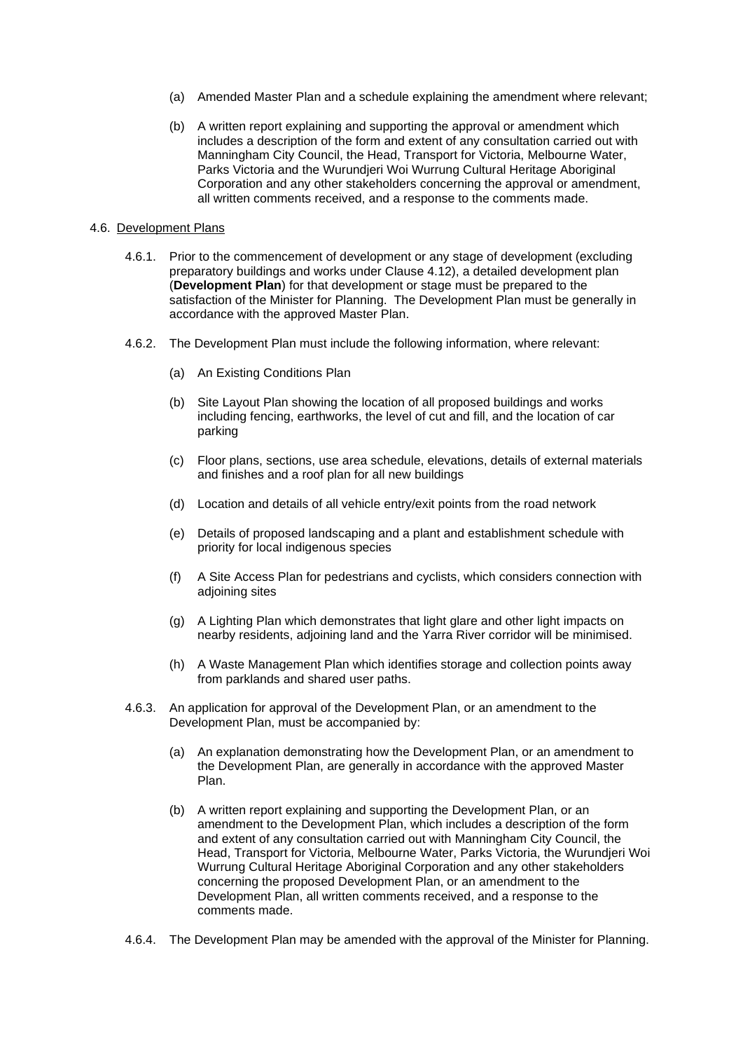(a) Amended Master Plan and a schedule explaining the amendment where relevant;

(b) A written report explaining and supporting the approval or amendment which includes a description of the form and extent of any consultation carried out with Manningham City Council, the Head, Transport for Victoria, Melbourne Water, Parks Victoria and the Wurundjeri Woi Wurrung Cultural Heritage Aboriginal Corporation and any other stakeholders concerning the approval or amendment, all written comments received, and a response to the comments made.

4.6. <u>Development Plans</u>

4.6.1. Prior to the commencement of development or any stage of development (excluding preparatory buildings and works under Clause 4.12), a detailed development plan (**Development Plan**) for that development or stage must be prepared to the satisfaction of the Minister for Planning. The Development Plan must be generally in accordance with the approved Master Plan.

4.6.2. The Development Plan must include the following information, where relevant:

(a) An Existing Conditions Plan

(b) Site Layout Plan showing the location of all proposed buildings and works including fencing, earthworks, the level of cut and fill, and the location of car parking

(c) Floor plans, sections, use area schedule, elevations, details of external materials and finishes and a roof plan for all new buildings

(d) Location and details of all vehicle entry/exit points from the road network

(e) Details of proposed landscaping and a plant and establishment schedule with priority for local indigenous species

(f) A Site Access Plan for pedestrians and cyclists, which considers connection with adjoining sites

(g) A Lighting Plan which demonstrates that light glare and other light impacts on nearby residents, adjoining land and the Yarra River corridor will be minimised.

(h) A Waste Management Plan which identifies storage and collection points away from parklands and shared user paths.

4.6.3. An application for approval of the Development Plan, or an amendment to the Development Plan, must be accompanied by:

(a) An explanation demonstrating how the Development Plan, or an amendment to the Development Plan, are generally in accordance with the approved Master Plan.

(b) A written report explaining and supporting the Development Plan, or an amendment to the Development Plan, which includes a description of the form and extent of any consultation carried out with Manningham City Council, the Head, Transport for Victoria, Melbourne Water, Parks Victoria, the Wurundjeri Woi Wurrung Cultural Heritage Aboriginal Corporation and any other stakeholders concerning the proposed Development Plan, or an amendment to the Development Plan, all written comments received, and a response to the comments made.

4.6.4. The Development Plan may be amended with the approval of the Minister for Planning.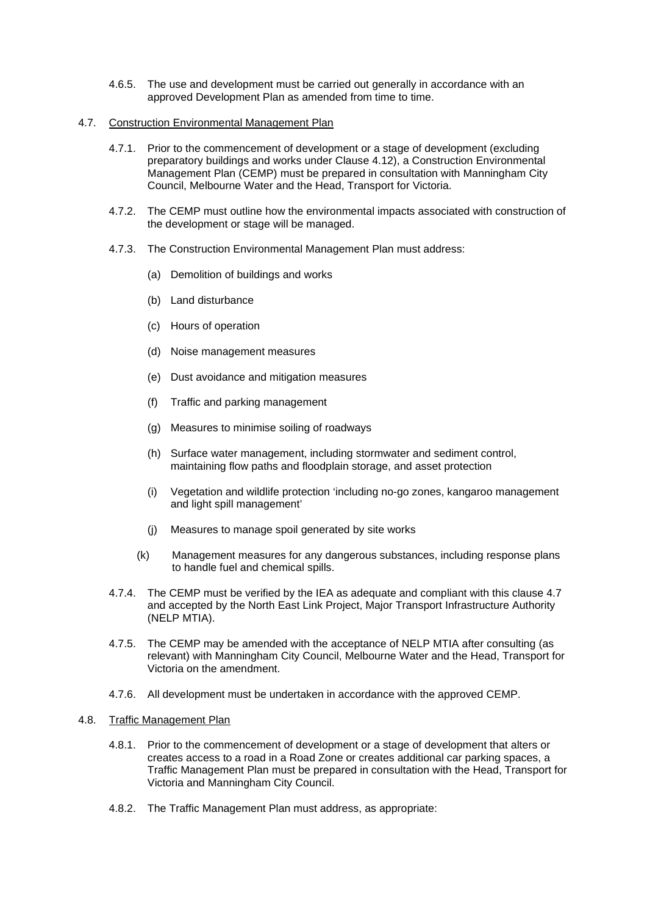4.6.5. The use and development must be carried out generally in accordance with an approved Development Plan as amended from time to time.

4.7. Construction Environmental Management Plan

4.7.1. Prior to the commencement of development or a stage of development (excluding preparatory buildings and works under Clause 4.12), a Construction Environmental Management Plan (CEMP) must be prepared in consultation with Manningham City Council, Melbourne Water and the Head, Transport for Victoria.

4.7.2. The CEMP must outline how the environmental impacts associated with construction of the development or stage will be managed.

4.7.3. The Construction Environmental Management Plan must address:

(a) Demolition of buildings and works

(b) Land disturbance

(c) Hours of operation

(d) Noise management measures

(e) Dust avoidance and mitigation measures

(f) Traffic and parking management

(g) Measures to minimise soiling of roadways

(h) Surface water management, including stormwater and sediment control, maintaining flow paths and floodplain storage, and asset protection

(i) Vegetation and wildlife protection 'including no-go zones, kangaroo management and light spill management'

(j) Measures to manage spoil generated by site works

(k) Management measures for any dangerous substances, including response plans to handle fuel and chemical spills.

4.7.4. The CEMP must be verified by the IEA as adequate and compliant with this clause 4.7 and accepted by the North East Link Project, Major Transport Infrastructure Authority (NELP MTIA).

4.7.5. The CEMP may be amended with the acceptance of NELP MTIA after consulting (as relevant) with Manningham City Council, Melbourne Water and the Head, Transport for Victoria on the amendment.

4.7.6. All development must be undertaken in accordance with the approved CEMP.

4.8. Traffic Management Plan

4.8.1. Prior to the commencement of development or a stage of development that alters or creates access to a road in a Road Zone or creates additional car parking spaces, a Traffic Management Plan must be prepared in consultation with the Head, Transport for Victoria and Manningham City Council.

4.8.2. The Traffic Management Plan must address, as appropriate: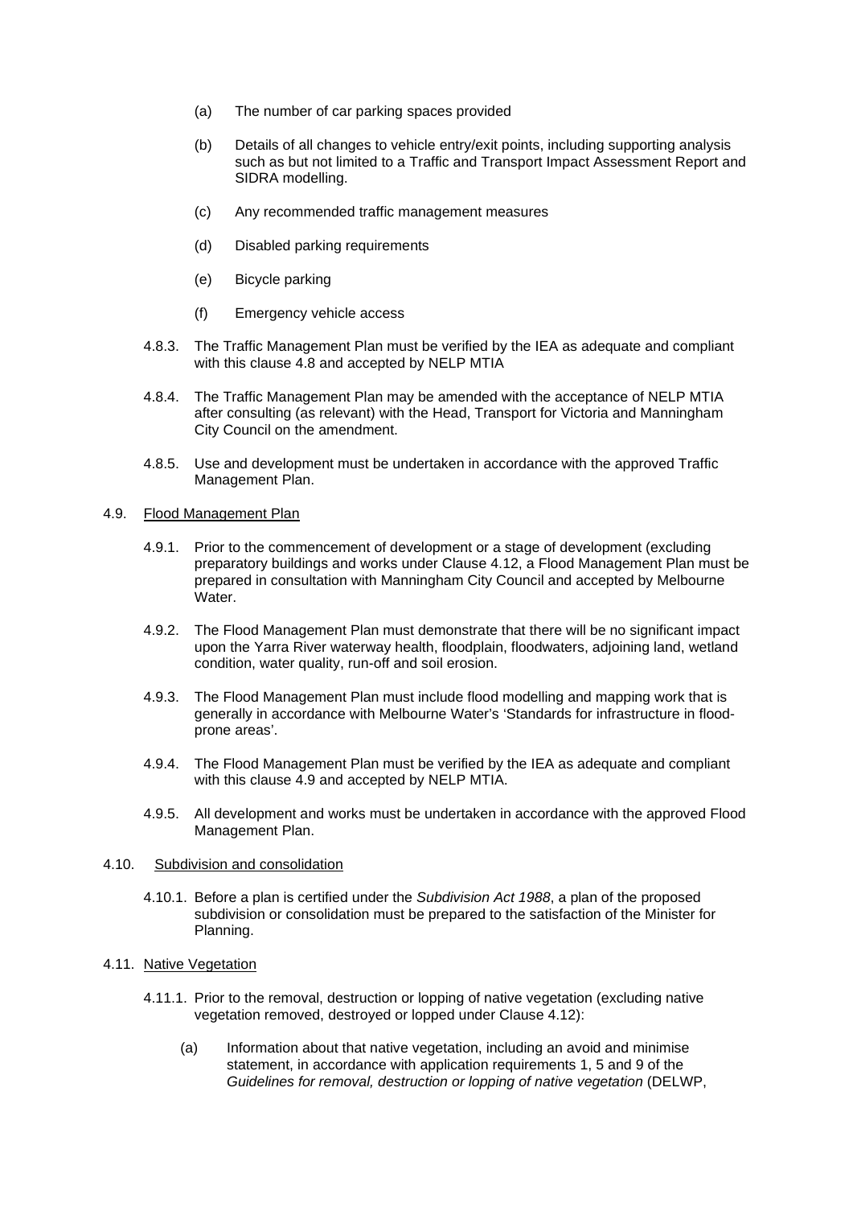(a) The number of car parking spaces provided

(b) Details of all changes to vehicle entry/exit points, including supporting analysis such as but not limited to a Traffic and Transport Impact Assessment Report and SIDRA modelling.

(c) Any recommended traffic management measures

(d) Disabled parking requirements

(e) Bicycle parking

(f) Emergency vehicle access

4.8.3. The Traffic Management Plan must be verified by the IEA as adequate and compliant with this clause 4.8 and accepted by NELP MTIA

4.8.4. The Traffic Management Plan may be amended with the acceptance of NELP MTIA after consulting (as relevant) with the Head, Transport for Victoria and Manningham City Council on the amendment.

4.8.5. Use and development must be undertaken in accordance with the approved Traffic Management Plan.

4.9. Flood Management Plan

4.9.1. Prior to the commencement of development or a stage of development (excluding preparatory buildings and works under Clause 4.12, a Flood Management Plan must be prepared in consultation with Manningham City Council and accepted by Melbourne Water.

4.9.2. The Flood Management Plan must demonstrate that there will be no significant impact upon the Yarra River waterway health, floodplain, floodwaters, adjoining land, wetland condition, water quality, run-off and soil erosion.

4.9.3. The Flood Management Plan must include flood modelling and mapping work that is generally in accordance with Melbourne Water's 'Standards for infrastructure in flood-prone areas'.

4.9.4. The Flood Management Plan must be verified by the IEA as adequate and compliant with this clause 4.9 and accepted by NELP MTIA.

4.9.5. All development and works must be undertaken in accordance with the approved Flood Management Plan.

4.10. Subdivision and consolidation

4.10.1. Before a plan is certified under the *Subdivision Act 1988*, a plan of the proposed subdivision or consolidation must be prepared to the satisfaction of the Minister for Planning.

4.11. Native Vegetation

4.11.1. Prior to the removal, destruction or lopping of native vegetation (excluding native vegetation removed, destroyed or lopped under Clause 4.12):

(a) Information about that native vegetation, including an avoid and minimise statement, in accordance with application requirements 1, 5 and 9 of the *Guidelines for removal, destruction or lopping of native vegetation* (DELWP,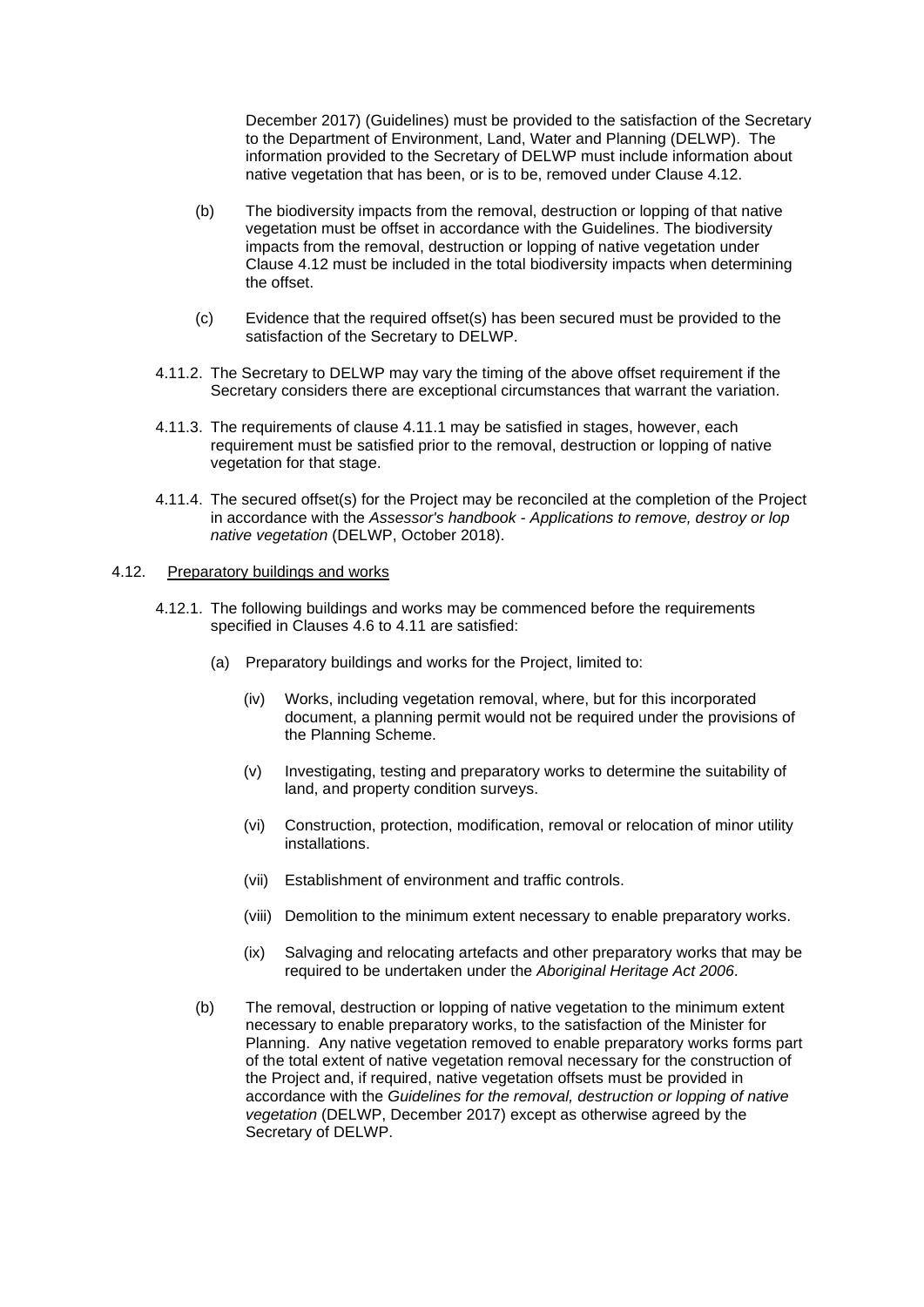December 2017) (Guidelines) must be provided to the satisfaction of the Secretary to the Department of Environment, Land, Water and Planning (DELWP). The information provided to the Secretary of DELWP must include information about native vegetation that has been, or is to be, removed under Clause 4.12.

(b) The biodiversity impacts from the removal, destruction or lopping of that native vegetation must be offset in accordance with the Guidelines. The biodiversity impacts from the removal, destruction or lopping of native vegetation under Clause 4.12 must be included in the total biodiversity impacts when determining the offset.

(c) Evidence that the required offset(s) has been secured must be provided to the satisfaction of the Secretary to DELWP.

4.11.2. The Secretary to DELWP may vary the timing of the above offset requirement if the Secretary considers there are exceptional circumstances that warrant the variation.

4.11.3. The requirements of clause 4.11.1 may be satisfied in stages, however, each requirement must be satisfied prior to the removal, destruction or lopping of native vegetation for that stage.

4.11.4. The secured offset(s) for the Project may be reconciled at the completion of the Project in accordance with the *Assessor's handbook - Applications to remove, destroy or lop native vegetation* (DELWP, October 2018).

4.12. Preparatory buildings and works

4.12.1. The following buildings and works may be commenced before the requirements specified in Clauses 4.6 to 4.11 are satisfied:

(a) Preparatory buildings and works for the Project, limited to:

(iv) Works, including vegetation removal, where, but for this incorporated document, a planning permit would not be required under the provisions of the Planning Scheme.

(v) Investigating, testing and preparatory works to determine the suitability of land, and property condition surveys.

(vi) Construction, protection, modification, removal or relocation of minor utility installations.

(vii) Establishment of environment and traffic controls.

(viii) Demolition to the minimum extent necessary to enable preparatory works.

(ix) Salvaging and relocating artefacts and other preparatory works that may be required to be undertaken under the *Aboriginal Heritage Act 2006*.

(b) The removal, destruction or lopping of native vegetation to the minimum extent necessary to enable preparatory works, to the satisfaction of the Minister for Planning. Any native vegetation removed to enable preparatory works forms part of the total extent of native vegetation removal necessary for the construction of the Project and, if required, native vegetation offsets must be provided in accordance with the *Guidelines for the removal, destruction or lopping of native vegetation* (DELWP, December 2017) except as otherwise agreed by the Secretary of DELWP.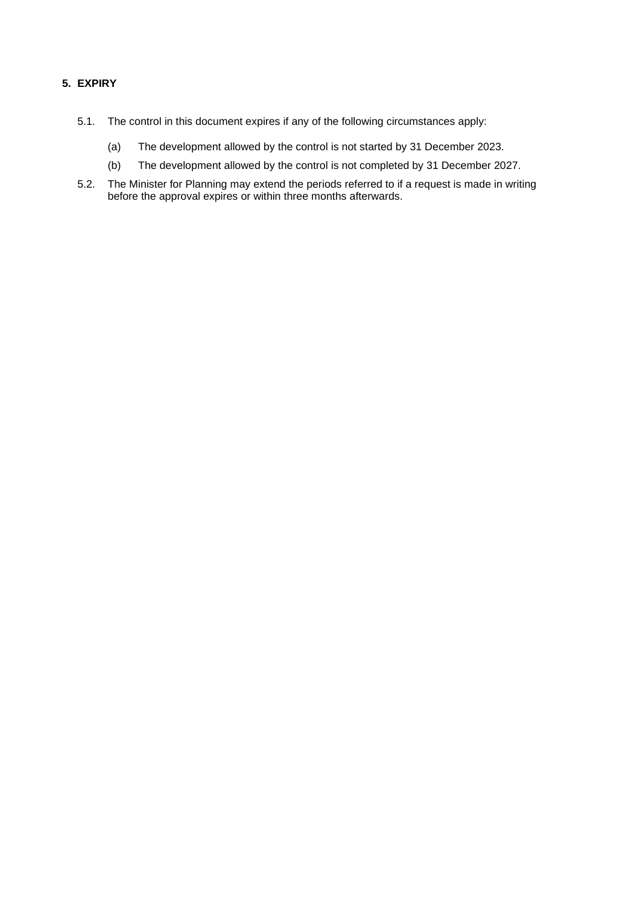## 5. EXPIRY

5.1. The control in this document expires if any of the following circumstances apply:

(a) The development allowed by the control is not started by 31 December 2023.

(b) The development allowed by the control is not completed by 31 December 2027.

5.2. The Minister for Planning may extend the periods referred to if a request is made in writing before the approval expires or within three months afterwards.